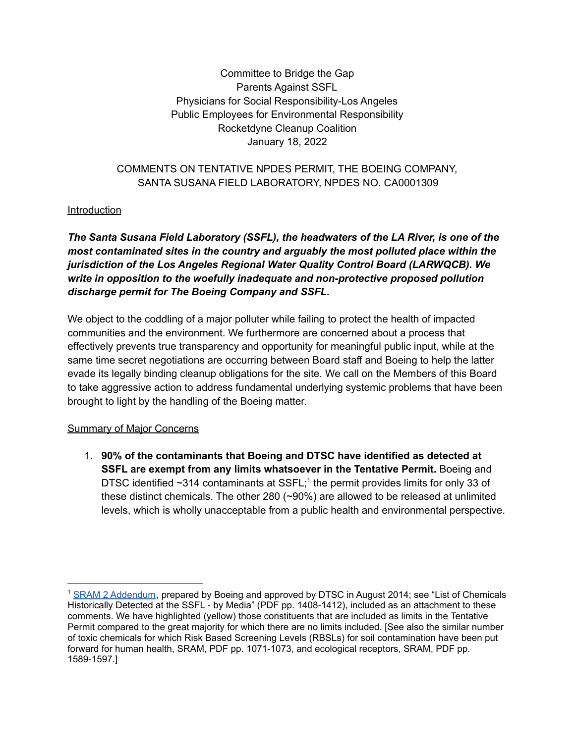Committee to Bridge the Gap
Parents Against SSFL
Physicians for Social Responsibility-Los Angeles
Public Employees for Environmental Responsibility
Rocketdyne Cleanup Coalition
January 18, 2022

COMMENTS ON TENTATIVE NPDES PERMIT, THE BOEING COMPANY, SANTA SUSANA FIELD LABORATORY, NPDES NO. CA0001309

## Introduction

***The Santa Susana Field Laboratory (SSFL), the headwaters of the LA River, is one of the most contaminated sites in the country and arguably the most polluted place within the jurisdiction of the Los Angeles Regional Water Quality Control Board (LARWQCB). We write in opposition to the woefully inadequate and non-protective proposed pollution discharge permit for The Boeing Company and SSFL.***

We object to the coddling of a major polluter while failing to protect the health of impacted communities and the environment. We furthermore are concerned about a process that effectively prevents true transparency and opportunity for meaningful public input, while at the same time secret negotiations are occurring between Board staff and Boeing to help the latter evade its legally binding cleanup obligations for the site. We call on the Members of this Board to take aggressive action to address fundamental underlying systemic problems that have been brought to light by the handling of the Boeing matter.

## Summary of Major Concerns

1. **90% of the contaminants that Boeing and DTSC have identified as detected at SSFL are exempt from any limits whatsoever in the Tentative Permit.** Boeing and DTSC identified ~314 contaminants at SSFL;[1] the permit provides limits for only 33 of these distinct chemicals. The other 280 (~90%) are allowed to be released at unlimited levels, which is wholly unacceptable from a public health and environmental perspective.

---

[1] SRAM 2 Addendum, prepared by Boeing and approved by DTSC in August 2014; see "List of Chemicals Historically Detected at the SSFL - by Media" (PDF pp. 1408-1412), included as an attachment to these comments. We have highlighted (yellow) those constituents that are included as limits in the Tentative Permit compared to the great majority for which there are no limits included. [See also the similar number of toxic chemicals for which Risk Based Screening Levels (RBSLs) for soil contamination have been put forward for human health, SRAM, PDF pp. 1071-1073, and ecological receptors, SRAM, PDF pp. 1589-1597.]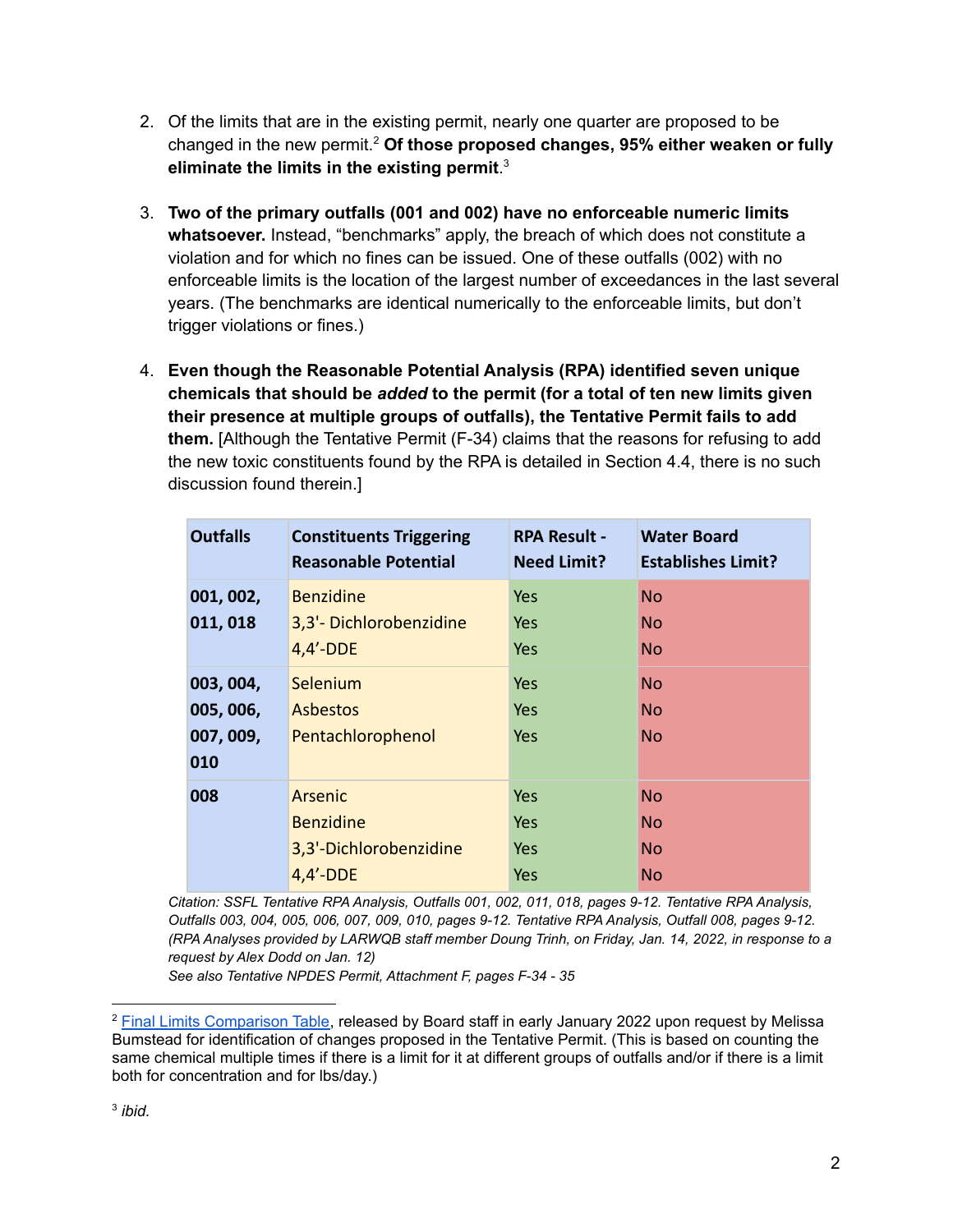2. Of the limits that are in the existing permit, nearly one quarter are proposed to be changed in the new permit.[2] **Of those proposed changes, 95% either weaken or fully eliminate the limits in the existing permit**.[3]

3. **Two of the primary outfalls (001 and 002) have no enforceable numeric limits whatsoever.** Instead, "benchmarks" apply, the breach of which does not constitute a violation and for which no fines can be issued. One of these outfalls (002) with no enforceable limits is the location of the largest number of exceedances in the last several years. (The benchmarks are identical numerically to the enforceable limits, but don't trigger violations or fines.)

4. **Even though the Reasonable Potential Analysis (RPA) identified seven unique chemicals that should be *added* to the permit (for a total of ten new limits given their presence at multiple groups of outfalls), the Tentative Permit fails to add them.** [Although the Tentative Permit (F-34) claims that the reasons for refusing to add the new toxic constituents found by the RPA is detailed in Section 4.4, there is no such discussion found therein.]

| Outfalls | Constituents Triggering Reasonable Potential | RPA Result - Need Limit? | Water Board Establishes Limit? |
|---|---|---|---|
| 001, 002, 011, 018 | Benzidine | Yes | No |
| | 3,3'- Dichlorobenzidine | Yes | No |
| | 4,4'-DDE | Yes | No |
| 003, 004, 005, 006, 007, 009, 010 | Selenium | Yes | No |
| | Asbestos | Yes | No |
| | Pentachlorophenol | Yes | No |
| 008 | Arsenic | Yes | No |
| | Benzidine | Yes | No |
| | 3,3'-Dichlorobenzidine | Yes | No |
| | 4,4'-DDE | Yes | No |

*Citation: SSFL Tentative RPA Analysis, Outfalls 001, 002, 011, 018, pages 9-12. Tentative RPA Analysis, Outfalls 003, 004, 005, 006, 007, 009, 010, pages 9-12. Tentative RPA Analysis, Outfall 008, pages 9-12. (RPA Analyses provided by LARWQB staff member Doung Trinh, on Friday, Jan. 14, 2022, in response to a request by Alex Dodd on Jan. 12)*
*See also Tentative NPDES Permit, Attachment F, pages F-34 - 35*

---

[2] Final Limits Comparison Table, released by Board staff in early January 2022 upon request by Melissa Bumstead for identification of changes proposed in the Tentative Permit. (This is based on counting the same chemical multiple times if there is a limit for it at different groups of outfalls and/or if there is a limit both for concentration and for lbs/day.)

[3] *ibid.*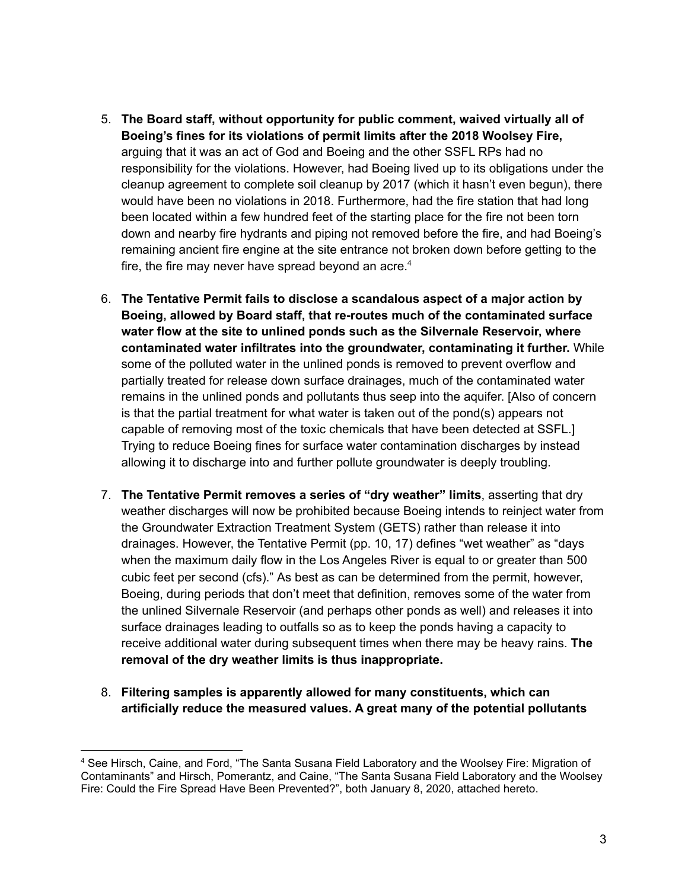5. **The Board staff, without opportunity for public comment, waived virtually all of Boeing's fines for its violations of permit limits after the 2018 Woolsey Fire,** arguing that it was an act of God and Boeing and the other SSFL RPs had no responsibility for the violations. However, had Boeing lived up to its obligations under the cleanup agreement to complete soil cleanup by 2017 (which it hasn't even begun), there would have been no violations in 2018. Furthermore, had the fire station that had long been located within a few hundred feet of the starting place for the fire not been torn down and nearby fire hydrants and piping not removed before the fire, and had Boeing's remaining ancient fire engine at the site entrance not broken down before getting to the fire, the fire may never have spread beyond an acre.[4]

6. **The Tentative Permit fails to disclose a scandalous aspect of a major action by Boeing, allowed by Board staff, that re-routes much of the contaminated surface water flow at the site to unlined ponds such as the Silvernale Reservoir, where contaminated water infiltrates into the groundwater, contaminating it further.** While some of the polluted water in the unlined ponds is removed to prevent overflow and partially treated for release down surface drainages, much of the contaminated water remains in the unlined ponds and pollutants thus seep into the aquifer. [Also of concern is that the partial treatment for what water is taken out of the pond(s) appears not capable of removing most of the toxic chemicals that have been detected at SSFL.] Trying to reduce Boeing fines for surface water contamination discharges by instead allowing it to discharge into and further pollute groundwater is deeply troubling.

7. **The Tentative Permit removes a series of "dry weather" limits**, asserting that dry weather discharges will now be prohibited because Boeing intends to reinject water from the Groundwater Extraction Treatment System (GETS) rather than release it into drainages. However, the Tentative Permit (pp. 10, 17) defines "wet weather" as "days when the maximum daily flow in the Los Angeles River is equal to or greater than 500 cubic feet per second (cfs)." As best as can be determined from the permit, however, Boeing, during periods that don't meet that definition, removes some of the water from the unlined Silvernale Reservoir (and perhaps other ponds as well) and releases it into surface drainages leading to outfalls so as to keep the ponds having a capacity to receive additional water during subsequent times when there may be heavy rains. **The removal of the dry weather limits is thus inappropriate.**

8. **Filtering samples is apparently allowed for many constituents, which can artificially reduce the measured values. A great many of the potential pollutants**

---

[4] See Hirsch, Caine, and Ford, "The Santa Susana Field Laboratory and the Woolsey Fire: Migration of Contaminants" and Hirsch, Pomerantz, and Caine, "The Santa Susana Field Laboratory and the Woolsey Fire: Could the Fire Spread Have Been Prevented?", both January 8, 2020, attached hereto.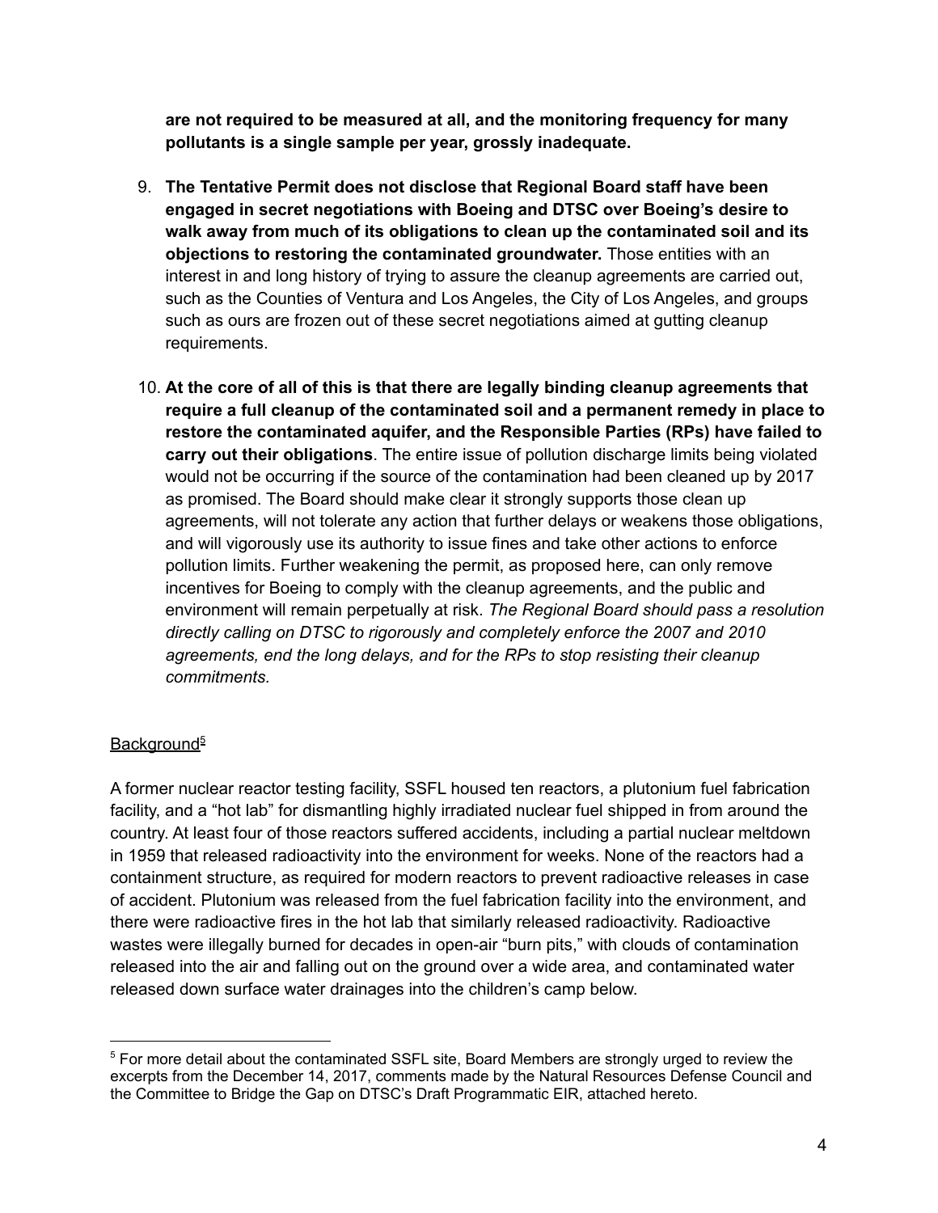**are not required to be measured at all, and the monitoring frequency for many pollutants is a single sample per year, grossly inadequate.**

9. **The Tentative Permit does not disclose that Regional Board staff have been engaged in secret negotiations with Boeing and DTSC over Boeing's desire to walk away from much of its obligations to clean up the contaminated soil and its objections to restoring the contaminated groundwater.** Those entities with an interest in and long history of trying to assure the cleanup agreements are carried out, such as the Counties of Ventura and Los Angeles, the City of Los Angeles, and groups such as ours are frozen out of these secret negotiations aimed at gutting cleanup requirements.

10. **At the core of all of this is that there are legally binding cleanup agreements that require a full cleanup of the contaminated soil and a permanent remedy in place to restore the contaminated aquifer, and the Responsible Parties (RPs) have failed to carry out their obligations**. The entire issue of pollution discharge limits being violated would not be occurring if the source of the contamination had been cleaned up by 2017 as promised. The Board should make clear it strongly supports those clean up agreements, will not tolerate any action that further delays or weakens those obligations, and will vigorously use its authority to issue fines and take other actions to enforce pollution limits. Further weakening the permit, as proposed here, can only remove incentives for Boeing to comply with the cleanup agreements, and the public and environment will remain perpetually at risk. *The Regional Board should pass a resolution directly calling on DTSC to rigorously and completely enforce the 2007 and 2010 agreements, end the long delays, and for the RPs to stop resisting their cleanup commitments.*

Background[5]

A former nuclear reactor testing facility, SSFL housed ten reactors, a plutonium fuel fabrication facility, and a "hot lab" for dismantling highly irradiated nuclear fuel shipped in from around the country. At least four of those reactors suffered accidents, including a partial nuclear meltdown in 1959 that released radioactivity into the environment for weeks. None of the reactors had a containment structure, as required for modern reactors to prevent radioactive releases in case of accident. Plutonium was released from the fuel fabrication facility into the environment, and there were radioactive fires in the hot lab that similarly released radioactivity. Radioactive wastes were illegally burned for decades in open-air "burn pits," with clouds of contamination released into the air and falling out on the ground over a wide area, and contaminated water released down surface water drainages into the children's camp below.

---

[5] For more detail about the contaminated SSFL site, Board Members are strongly urged to review the excerpts from the December 14, 2017, comments made by the Natural Resources Defense Council and the Committee to Bridge the Gap on DTSC's Draft Programmatic EIR, attached hereto.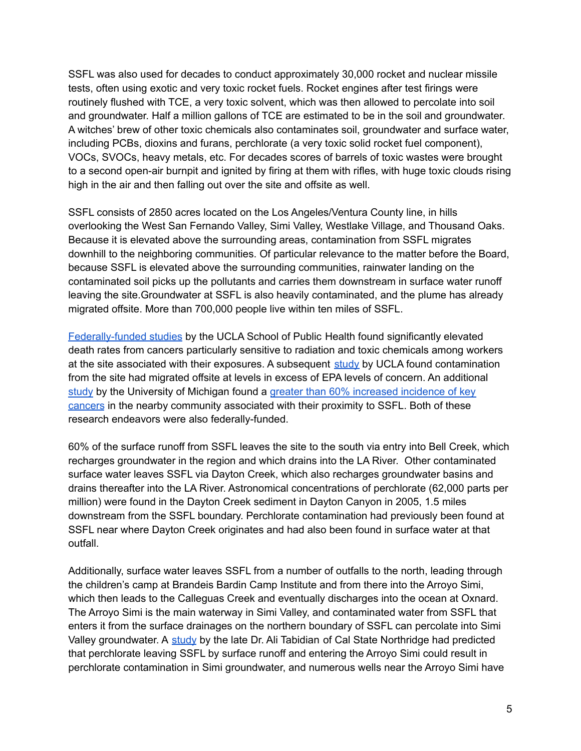SSFL was also used for decades to conduct approximately 30,000 rocket and nuclear missile tests, often using exotic and very toxic rocket fuels. Rocket engines after test firings were routinely flushed with TCE, a very toxic solvent, which was then allowed to percolate into soil and groundwater. Half a million gallons of TCE are estimated to be in the soil and groundwater. A witches' brew of other toxic chemicals also contaminates soil, groundwater and surface water, including PCBs, dioxins and furans, perchlorate (a very toxic solid rocket fuel component), VOCs, SVOCs, heavy metals, etc. For decades scores of barrels of toxic wastes were brought to a second open-air burnpit and ignited by firing at them with rifles, with huge toxic clouds rising high in the air and then falling out over the site and offsite as well.

SSFL consists of 2850 acres located on the Los Angeles/Ventura County line, in hills overlooking the West San Fernando Valley, Simi Valley, Westlake Village, and Thousand Oaks. Because it is elevated above the surrounding areas, contamination from SSFL migrates downhill to the neighboring communities. Of particular relevance to the matter before the Board, because SSFL is elevated above the surrounding communities, rainwater landing on the contaminated soil picks up the pollutants and carries them downstream in surface water runoff leaving the site.Groundwater at SSFL is also heavily contaminated, and the plume has already migrated offsite. More than 700,000 people live within ten miles of SSFL.

Federally-funded studies by the UCLA School of Public Health found significantly elevated death rates from cancers particularly sensitive to radiation and toxic chemicals among workers at the site associated with their exposures. A subsequent study by UCLA found contamination from the site had migrated offsite at levels in excess of EPA levels of concern. An additional study by the University of Michigan found a greater than 60% increased incidence of key cancers in the nearby community associated with their proximity to SSFL. Both of these research endeavors were also federally-funded.

60% of the surface runoff from SSFL leaves the site to the south via entry into Bell Creek, which recharges groundwater in the region and which drains into the LA River. Other contaminated surface water leaves SSFL via Dayton Creek, which also recharges groundwater basins and drains thereafter into the LA River. Astronomical concentrations of perchlorate (62,000 parts per million) were found in the Dayton Creek sediment in Dayton Canyon in 2005, 1.5 miles downstream from the SSFL boundary. Perchlorate contamination had previously been found at SSFL near where Dayton Creek originates and had also been found in surface water at that outfall.

Additionally, surface water leaves SSFL from a number of outfalls to the north, leading through the children's camp at Brandeis Bardin Camp Institute and from there into the Arroyo Simi, which then leads to the Calleguas Creek and eventually discharges into the ocean at Oxnard. The Arroyo Simi is the main waterway in Simi Valley, and contaminated water from SSFL that enters it from the surface drainages on the northern boundary of SSFL can percolate into Simi Valley groundwater. A study by the late Dr. Ali Tabidian of Cal State Northridge had predicted that perchlorate leaving SSFL by surface runoff and entering the Arroyo Simi could result in perchlorate contamination in Simi groundwater, and numerous wells near the Arroyo Simi have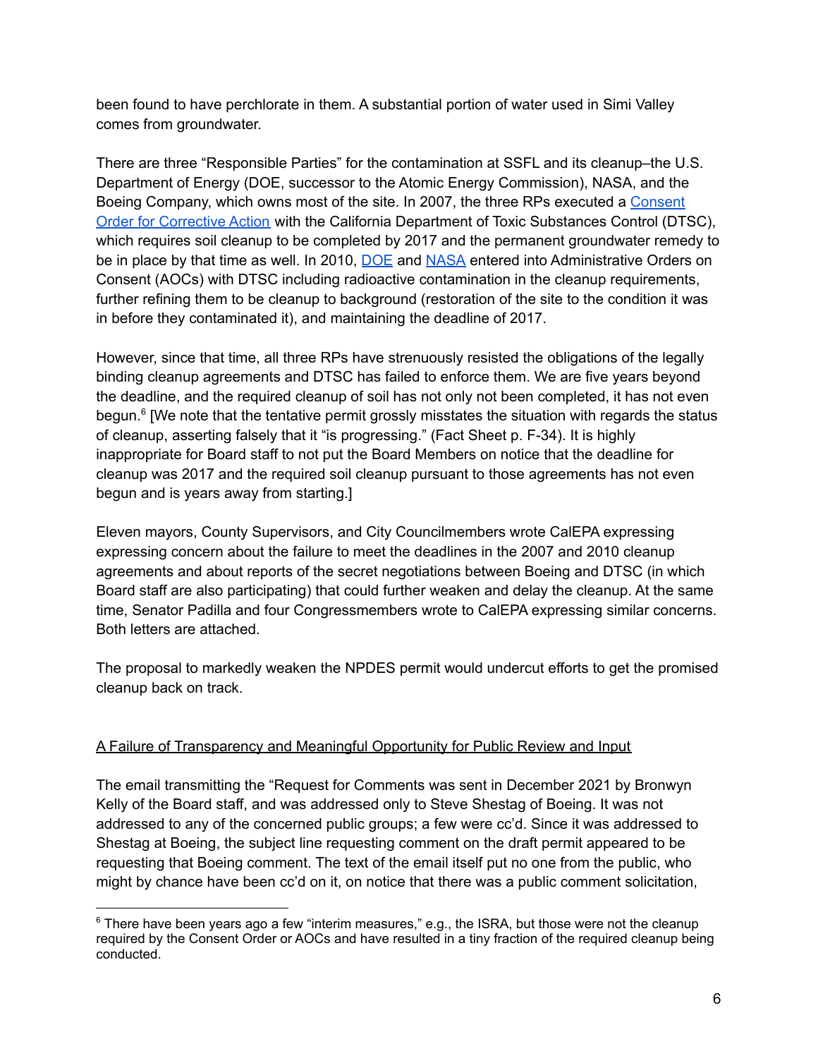been found to have perchlorate in them. A substantial portion of water used in Simi Valley comes from groundwater.

There are three "Responsible Parties" for the contamination at SSFL and its cleanup–the U.S. Department of Energy (DOE, successor to the Atomic Energy Commission), NASA, and the Boeing Company, which owns most of the site. In 2007, the three RPs executed a Consent Order for Corrective Action with the California Department of Toxic Substances Control (DTSC), which requires soil cleanup to be completed by 2017 and the permanent groundwater remedy to be in place by that time as well. In 2010, DOE and NASA entered into Administrative Orders on Consent (AOCs) with DTSC including radioactive contamination in the cleanup requirements, further refining them to be cleanup to background (restoration of the site to the condition it was in before they contaminated it), and maintaining the deadline of 2017.

However, since that time, all three RPs have strenuously resisted the obligations of the legally binding cleanup agreements and DTSC has failed to enforce them. We are five years beyond the deadline, and the required cleanup of soil has not only not been completed, it has not even begun.[6] [We note that the tentative permit grossly misstates the situation with regards the status of cleanup, asserting falsely that it "is progressing." (Fact Sheet p. F-34). It is highly inappropriate for Board staff to not put the Board Members on notice that the deadline for cleanup was 2017 and the required soil cleanup pursuant to those agreements has not even begun and is years away from starting.]

Eleven mayors, County Supervisors, and City Councilmembers wrote CalEPA expressing expressing concern about the failure to meet the deadlines in the 2007 and 2010 cleanup agreements and about reports of the secret negotiations between Boeing and DTSC (in which Board staff are also participating) that could further weaken and delay the cleanup. At the same time, Senator Padilla and four Congressmembers wrote to CalEPA expressing similar concerns. Both letters are attached.

The proposal to markedly weaken the NPDES permit would undercut efforts to get the promised cleanup back on track.

<u>A Failure of Transparency and Meaningful Opportunity for Public Review and Input</u>

The email transmitting the "Request for Comments was sent in December 2021 by Bronwyn Kelly of the Board staff, and was addressed only to Steve Shestag of Boeing. It was not addressed to any of the concerned public groups; a few were cc'd. Since it was addressed to Shestag at Boeing, the subject line requesting comment on the draft permit appeared to be requesting that Boeing comment. The text of the email itself put no one from the public, who might by chance have been cc'd on it, on notice that there was a public comment solicitation,

---

[6] There have been years ago a few "interim measures," e.g., the ISRA, but those were not the cleanup required by the Consent Order or AOCs and have resulted in a tiny fraction of the required cleanup being conducted.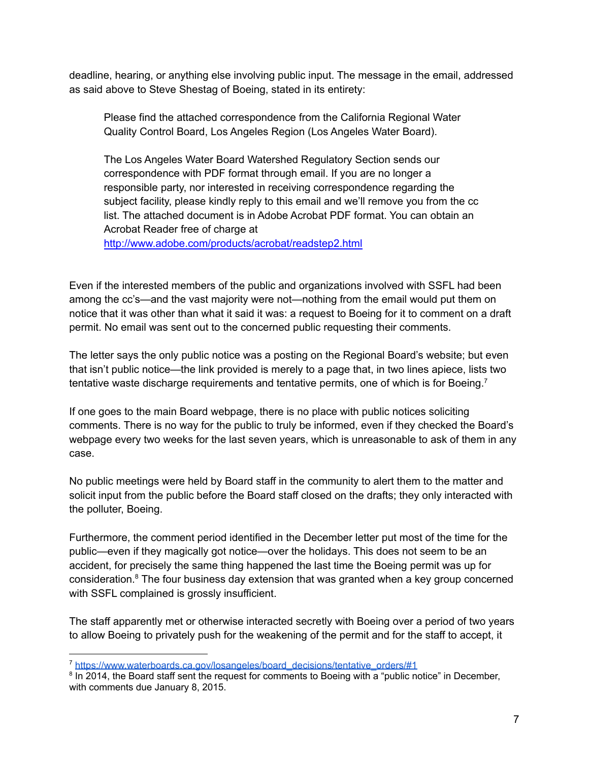deadline, hearing, or anything else involving public input. The message in the email, addressed as said above to Steve Shestag of Boeing, stated in its entirety:

> Please find the attached correspondence from the California Regional Water Quality Control Board, Los Angeles Region (Los Angeles Water Board).
>
> The Los Angeles Water Board Watershed Regulatory Section sends our correspondence with PDF format through email. If you are no longer a responsible party, nor interested in receiving correspondence regarding the subject facility, please kindly reply to this email and we'll remove you from the cc list. The attached document is in Adobe Acrobat PDF format. You can obtain an Acrobat Reader free of charge at [http://www.adobe.com/products/acrobat/readstep2.html](http://www.adobe.com/products/acrobat/readstep2.html)

Even if the interested members of the public and organizations involved with SSFL had been among the cc's—and the vast majority were not—nothing from the email would put them on notice that it was other than what it said it was: a request to Boeing for it to comment on a draft permit. No email was sent out to the concerned public requesting their comments.

The letter says the only public notice was a posting on the Regional Board's website; but even that isn't public notice—the link provided is merely to a page that, in two lines apiece, lists two tentative waste discharge requirements and tentative permits, one of which is for Boeing.[7]

If one goes to the main Board webpage, there is no place with public notices soliciting comments. There is no way for the public to truly be informed, even if they checked the Board's webpage every two weeks for the last seven years, which is unreasonable to ask of them in any case.

No public meetings were held by Board staff in the community to alert them to the matter and solicit input from the public before the Board staff closed on the drafts; they only interacted with the polluter, Boeing.

Furthermore, the comment period identified in the December letter put most of the time for the public—even if they magically got notice—over the holidays. This does not seem to be an accident, for precisely the same thing happened the last time the Boeing permit was up for consideration.[8] The four business day extension that was granted when a key group concerned with SSFL complained is grossly insufficient.

The staff apparently met or otherwise interacted secretly with Boeing over a period of two years to allow Boeing to privately push for the weakening of the permit and for the staff to accept, it

---

[7] [https://www.waterboards.ca.gov/losangeles/board_decisions/tentative_orders/#1](https://www.waterboards.ca.gov/losangeles/board_decisions/tentative_orders/#1)

[8] In 2014, the Board staff sent the request for comments to Boeing with a "public notice" in December, with comments due January 8, 2015.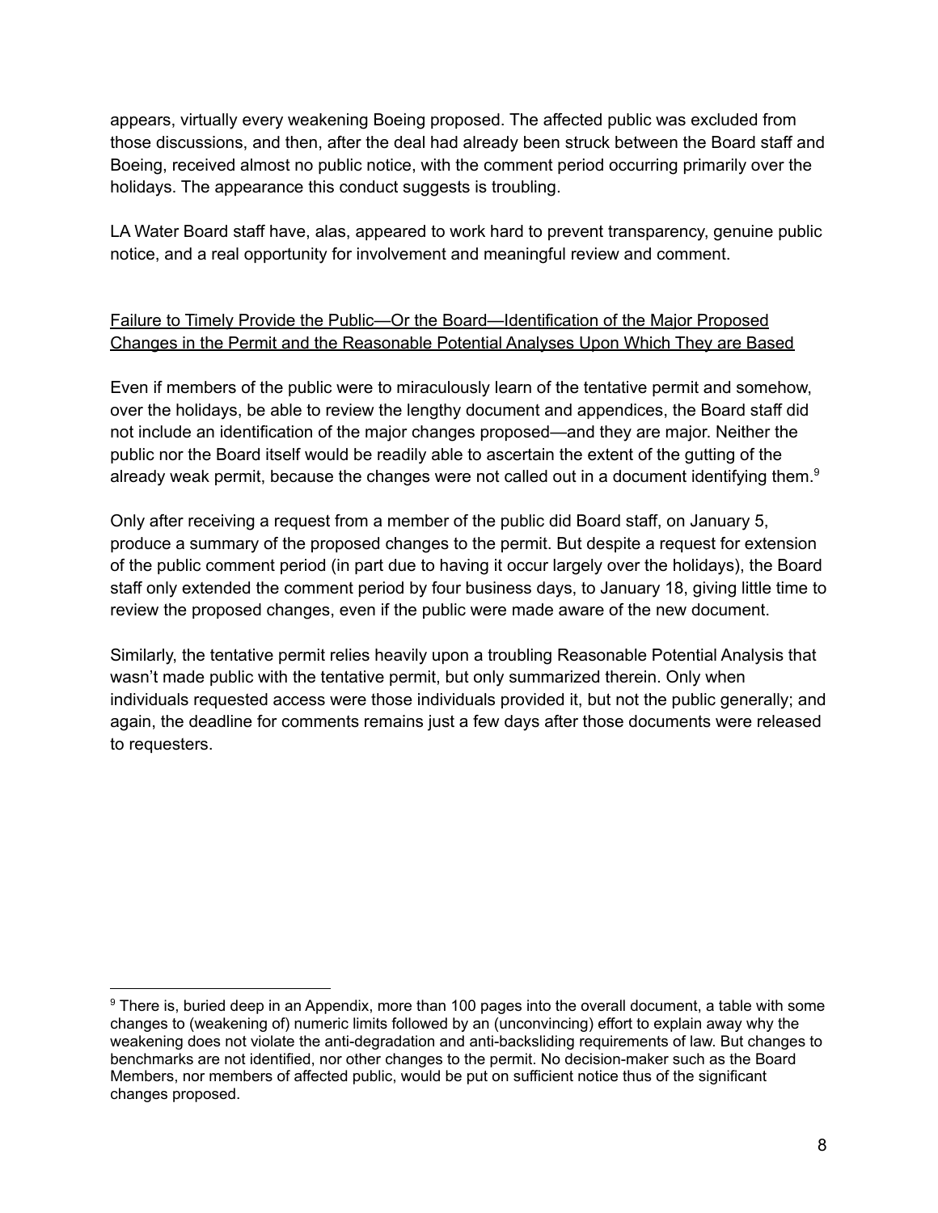appears, virtually every weakening Boeing proposed. The affected public was excluded from those discussions, and then, after the deal had already been struck between the Board staff and Boeing, received almost no public notice, with the comment period occurring primarily over the holidays. The appearance this conduct suggests is troubling.

LA Water Board staff have, alas, appeared to work hard to prevent transparency, genuine public notice, and a real opportunity for involvement and meaningful review and comment.

<u>Failure to Timely Provide the Public—Or the Board—Identification of the Major Proposed Changes in the Permit and the Reasonable Potential Analyses Upon Which They are Based</u>

Even if members of the public were to miraculously learn of the tentative permit and somehow, over the holidays, be able to review the lengthy document and appendices, the Board staff did not include an identification of the major changes proposed—and they are major. Neither the public nor the Board itself would be readily able to ascertain the extent of the gutting of the already weak permit, because the changes were not called out in a document identifying them.[9]

Only after receiving a request from a member of the public did Board staff, on January 5, produce a summary of the proposed changes to the permit. But despite a request for extension of the public comment period (in part due to having it occur largely over the holidays), the Board staff only extended the comment period by four business days, to January 18, giving little time to review the proposed changes, even if the public were made aware of the new document.

Similarly, the tentative permit relies heavily upon a troubling Reasonable Potential Analysis that wasn't made public with the tentative permit, but only summarized therein. Only when individuals requested access were those individuals provided it, but not the public generally; and again, the deadline for comments remains just a few days after those documents were released to requesters.

---

[9] There is, buried deep in an Appendix, more than 100 pages into the overall document, a table with some changes to (weakening of) numeric limits followed by an (unconvincing) effort to explain away why the weakening does not violate the anti-degradation and anti-backsliding requirements of law. But changes to benchmarks are not identified, nor other changes to the permit. No decision-maker such as the Board Members, nor members of affected public, would be put on sufficient notice thus of the significant changes proposed.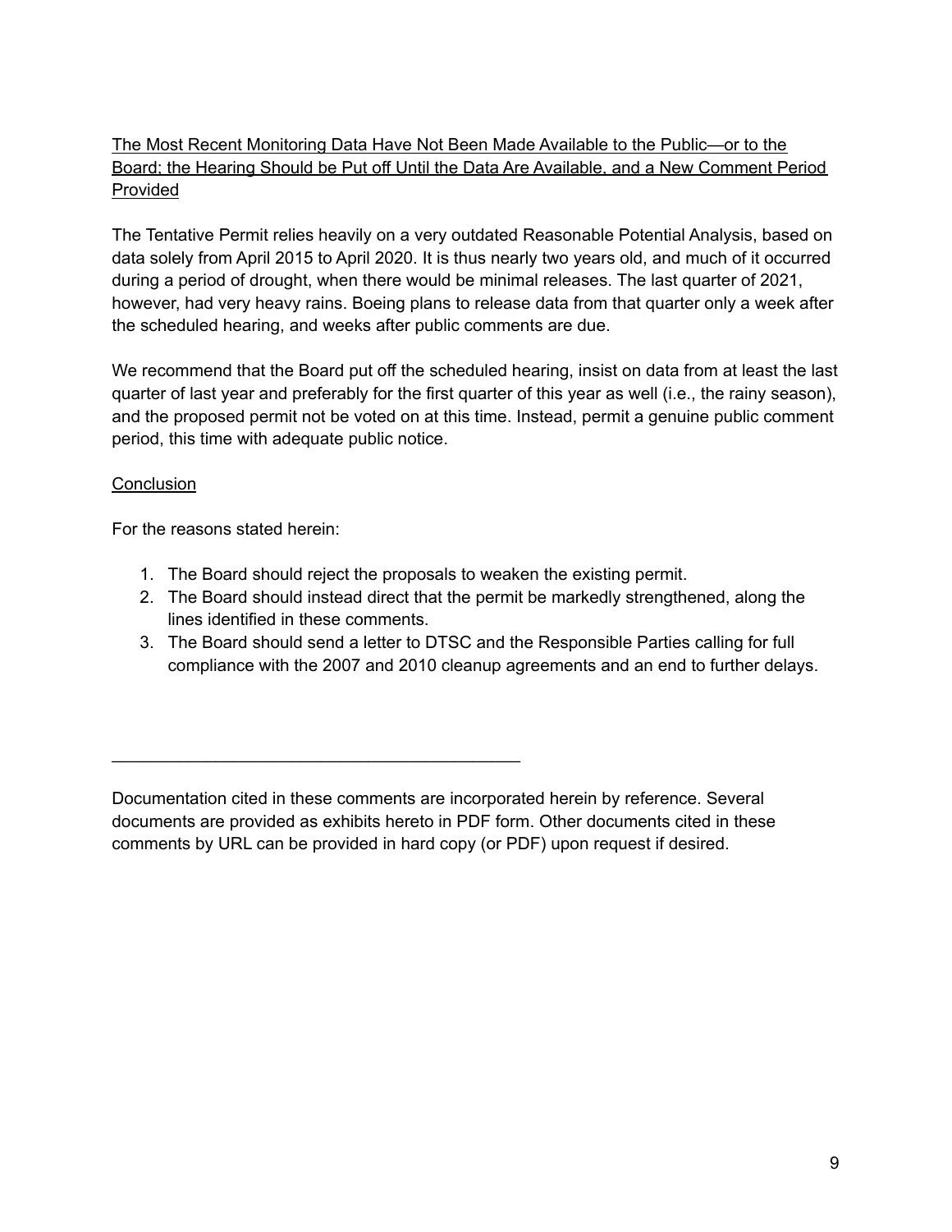<u>The Most Recent Monitoring Data Have Not Been Made Available to the Public—or to the Board; the Hearing Should be Put off Until the Data Are Available, and a New Comment Period Provided</u>

The Tentative Permit relies heavily on a very outdated Reasonable Potential Analysis, based on data solely from April 2015 to April 2020. It is thus nearly two years old, and much of it occurred during a period of drought, when there would be minimal releases. The last quarter of 2021, however, had very heavy rains. Boeing plans to release data from that quarter only a week after the scheduled hearing, and weeks after public comments are due.

We recommend that the Board put off the scheduled hearing, insist on data from at least the last quarter of last year and preferably for the first quarter of this year as well (i.e., the rainy season), and the proposed permit not be voted on at this time. Instead, permit a genuine public comment period, this time with adequate public notice.

<u>Conclusion</u>

For the reasons stated herein:

1. The Board should reject the proposals to weaken the existing permit.
2. The Board should instead direct that the permit be markedly strengthened, along the lines identified in these comments.
3. The Board should send a letter to DTSC and the Responsible Parties calling for full compliance with the 2007 and 2010 cleanup agreements and an end to further delays.

---

Documentation cited in these comments are incorporated herein by reference. Several documents are provided as exhibits hereto in PDF form. Other documents cited in these comments by URL can be provided in hard copy (or PDF) upon request if desired.